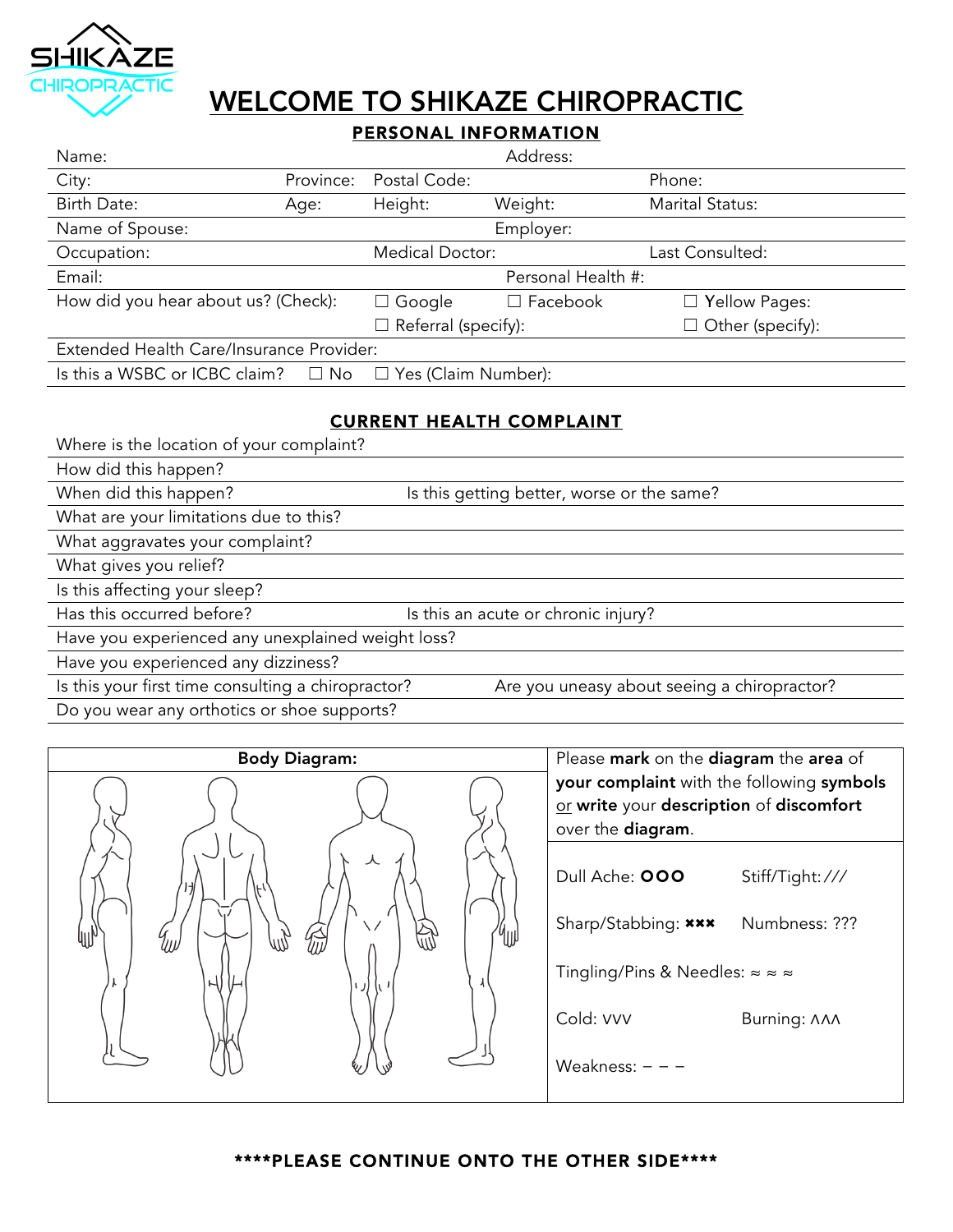SHIKAZE CHIROPRACTIC

# WELCOME TO SHIKAZE CHIROPRACTIC

## PERSONAL INFORMATION

| Name: | | Address: | | |
|---|---|---|---|---|
| City: | Province: | Postal Code: | | Phone: |
| Birth Date: | Age: | Height: | Weight: | Marital Status: |
| Name of Spouse: | | | Employer: | |
| Occupation: | | Medical Doctor: | | Last Consulted: |
| Email: | | | Personal Health #: | |
| How did you hear about us? (Check): | | ☐ Google | ☐ Facebook | ☐ Yellow Pages: |
| | | ☐ Referral (specify): | | ☐ Other (specify): |
| Extended Health Care/Insurance Provider: | | | | |
| Is this a WSBC or ICBC claim? | ☐ No | ☐ Yes (Claim Number): | | |

## CURRENT HEALTH COMPLAINT

| | |
|---|---|
| Where is the location of your complaint? | |
| How did this happen? | |
| When did this happen? | Is this getting better, worse or the same? |
| What are your limitations due to this? | |
| What aggravates your complaint? | |
| What gives you relief? | |
| Is this affecting your sleep? | |
| Has this occurred before? | Is this an acute or chronic injury? |
| Have you experienced any unexplained weight loss? | |
| Have you experienced any dizziness? | |
| Is this your first time consulting a chiropractor? | Are you uneasy about seeing a chiropractor? |
| Do you wear any orthotics or shoe supports? | |

| Body Diagram: | Please **mark** on the **diagram** the **area** of **your complaint** with the following **symbols** or **write** your **description** of **discomfort** over the **diagram**. |
|---|---|
| | Dull Ache: OOO Stiff/Tight: /// |
| | Sharp/Stabbing: ✖✖✖ Numbness: ??? |
| | Tingling/Pins & Needles: ≈ ≈ ≈ |
| | Cold: VVV Burning: ΛΛΛ |
| | Weakness: – – – |

****PLEASE CONTINUE ONTO THE OTHER SIDE****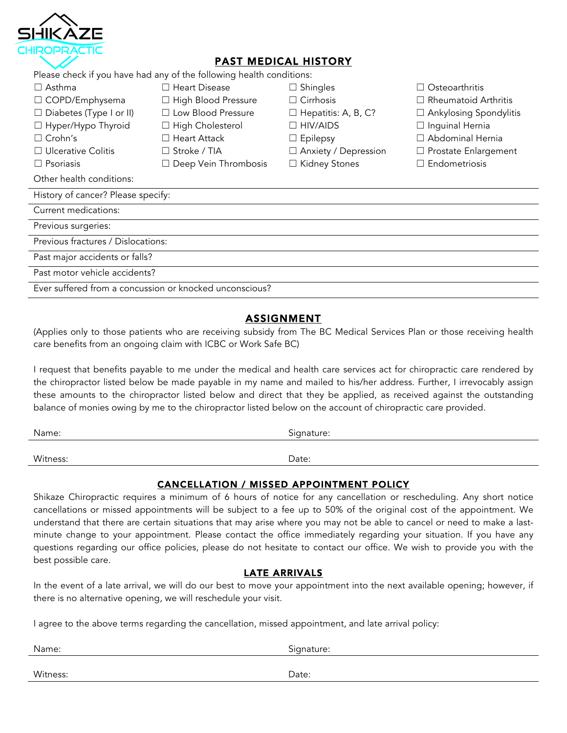## PAST MEDICAL HISTORY

Please check if you have had any of the following health conditions:

| | | | |
|---|---|---|---|
| ☐ Asthma | ☐ Heart Disease | ☐ Shingles | ☐ Osteoarthritis |
| ☐ COPD/Emphysema | ☐ High Blood Pressure | ☐ Cirrhosis | ☐ Rheumatoid Arthritis |
| ☐ Diabetes (Type I or II) | ☐ Low Blood Pressure | ☐ Hepatitis: A, B, C? | ☐ Ankylosing Spondylitis |
| ☐ Hyper/Hypo Thyroid | ☐ High Cholesterol | ☐ HIV/AIDS | ☐ Inguinal Hernia |
| ☐ Crohn's | ☐ Heart Attack | ☐ Epilepsy | ☐ Abdominal Hernia |
| ☐ Ulcerative Colitis | ☐ Stroke / TIA | ☐ Anxiety / Depression | ☐ Prostate Enlargement |
| ☐ Psoriasis | ☐ Deep Vein Thrombosis | ☐ Kidney Stones | ☐ Endometriosis |

Other health conditions:

History of cancer? Please specify:

Current medications:

Previous surgeries:

Previous fractures / Dislocations:

Past major accidents or falls?

Past motor vehicle accidents?

Ever suffered from a concussion or knocked unconscious?

## ASSIGNMENT

(Applies only to those patients who are receiving subsidy from The BC Medical Services Plan or those receiving health care benefits from an ongoing claim with ICBC or Work Safe BC)

I request that benefits payable to me under the medical and health care services act for chiropractic care rendered by the chiropractor listed below be made payable in my name and mailed to his/her address. Further, I irrevocably assign these amounts to the chiropractor listed below and direct that they be applied, as received against the outstanding balance of monies owing by me to the chiropractor listed below on the account of chiropractic care provided.

Name: Signature:

Witness: Date:

## CANCELLATION / MISSED APPOINTMENT POLICY

Shikaze Chiropractic requires a minimum of 6 hours of notice for any cancellation or rescheduling. Any short notice cancellations or missed appointments will be subject to a fee up to 50% of the original cost of the appointment. We understand that there are certain situations that may arise where you may not be able to cancel or need to make a last-minute change to your appointment. Please contact the office immediately regarding your situation. If you have any questions regarding our office policies, please do not hesitate to contact our office. We wish to provide you with the best possible care.

## LATE ARRIVALS

In the event of a late arrival, we will do our best to move your appointment into the next available opening; however, if there is no alternative opening, we will reschedule your visit.

I agree to the above terms regarding the cancellation, missed appointment, and late arrival policy:

Name: Signature:

Witness: Date: